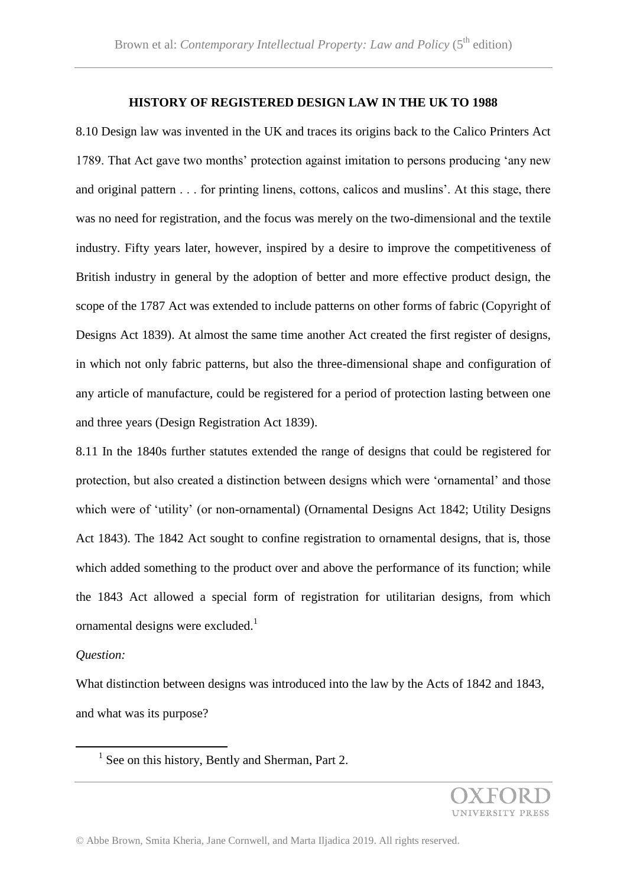## HISTORY OF REGISTERED DESIGN LAW IN THE UK TO 1988

8.10 Design law was invented in the UK and traces its origins back to the Calico Printers Act 1789. That Act gave two months' protection against imitation to persons producing 'any new and original pattern . . . for printing linens, cottons, calicos and muslins'. At this stage, there was no need for registration, and the focus was merely on the two-dimensional and the textile industry. Fifty years later, however, inspired by a desire to improve the competitiveness of British industry in general by the adoption of better and more effective product design, the scope of the 1787 Act was extended to include patterns on other forms of fabric (Copyright of Designs Act 1839). At almost the same time another Act created the first register of designs, in which not only fabric patterns, but also the three-dimensional shape and configuration of any article of manufacture, could be registered for a period of protection lasting between one and three years (Design Registration Act 1839).

8.11 In the 1840s further statutes extended the range of designs that could be registered for protection, but also created a distinction between designs which were 'ornamental' and those which were of 'utility' (or non-ornamental) (Ornamental Designs Act 1842; Utility Designs Act 1843). The 1842 Act sought to confine registration to ornamental designs, that is, those which added something to the product over and above the performance of its function; while the 1843 Act allowed a special form of registration for utilitarian designs, from which ornamental designs were excluded.[1]

*Question:*

What distinction between designs was introduced into the law by the Acts of 1842 and 1843, and what was its purpose?

---

[1] See on this history, Bently and Sherman, Part 2.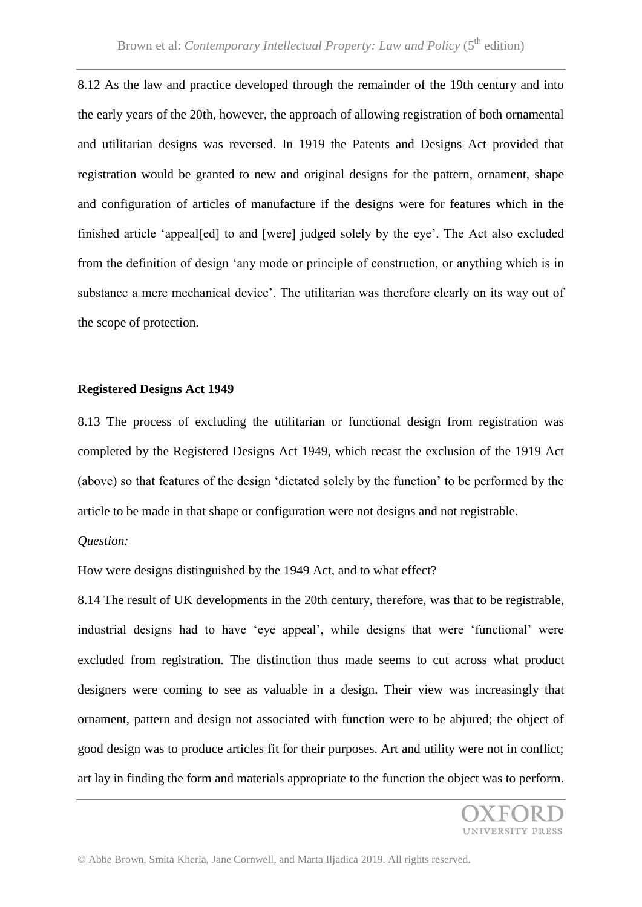8.12 As the law and practice developed through the remainder of the 19th century and into the early years of the 20th, however, the approach of allowing registration of both ornamental and utilitarian designs was reversed. In 1919 the Patents and Designs Act provided that registration would be granted to new and original designs for the pattern, ornament, shape and configuration of articles of manufacture if the designs were for features which in the finished article 'appeal[ed] to and [were] judged solely by the eye'. The Act also excluded from the definition of design 'any mode or principle of construction, or anything which is in substance a mere mechanical device'. The utilitarian was therefore clearly on its way out of the scope of protection.

**Registered Designs Act 1949**

8.13 The process of excluding the utilitarian or functional design from registration was completed by the Registered Designs Act 1949, which recast the exclusion of the 1919 Act (above) so that features of the design 'dictated solely by the function' to be performed by the article to be made in that shape or configuration were not designs and not registrable.

*Question:*

How were designs distinguished by the 1949 Act, and to what effect?

8.14 The result of UK developments in the 20th century, therefore, was that to be registrable, industrial designs had to have 'eye appeal', while designs that were 'functional' were excluded from registration. The distinction thus made seems to cut across what product designers were coming to see as valuable in a design. Their view was increasingly that ornament, pattern and design not associated with function were to be abjured; the object of good design was to produce articles fit for their purposes. Art and utility were not in conflict; art lay in finding the form and materials appropriate to the function the object was to perform.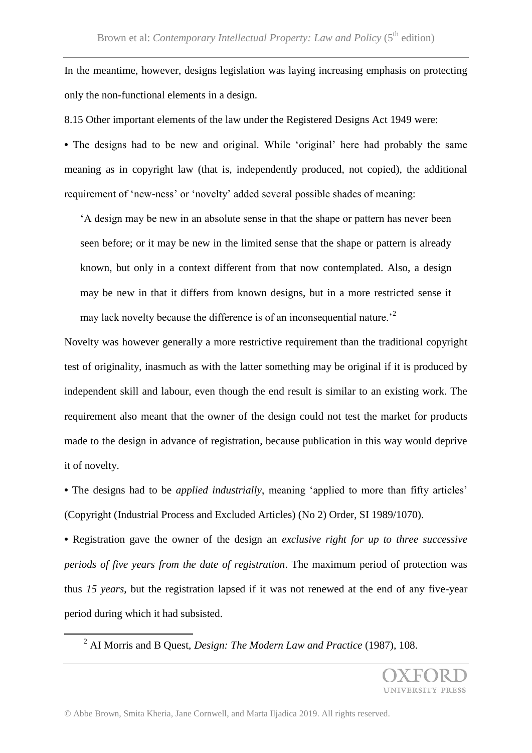In the meantime, however, designs legislation was laying increasing emphasis on protecting only the non-functional elements in a design.

8.15 Other important elements of the law under the Registered Designs Act 1949 were:

• The designs had to be new and original. While 'original' here had probably the same meaning as in copyright law (that is, independently produced, not copied), the additional requirement of 'new-ness' or 'novelty' added several possible shades of meaning:

> 'A design may be new in an absolute sense in that the shape or pattern has never been seen before; or it may be new in the limited sense that the shape or pattern is already known, but only in a context different from that now contemplated. Also, a design may be new in that it differs from known designs, but in a more restricted sense it may lack novelty because the difference is of an inconsequential nature.'[2]

Novelty was however generally a more restrictive requirement than the traditional copyright test of originality, inasmuch as with the latter something may be original if it is produced by independent skill and labour, even though the end result is similar to an existing work. The requirement also meant that the owner of the design could not test the market for products made to the design in advance of registration, because publication in this way would deprive it of novelty.

• The designs had to be *applied industrially*, meaning 'applied to more than fifty articles' (Copyright (Industrial Process and Excluded Articles) (No 2) Order, SI 1989/1070).

• Registration gave the owner of the design an *exclusive right for up to three successive periods of five years from the date of registration*. The maximum period of protection was thus *15 years*, but the registration lapsed if it was not renewed at the end of any five-year period during which it had subsisted.

---

[2] AI Morris and B Quest, *Design: The Modern Law and Practice* (1987), 108.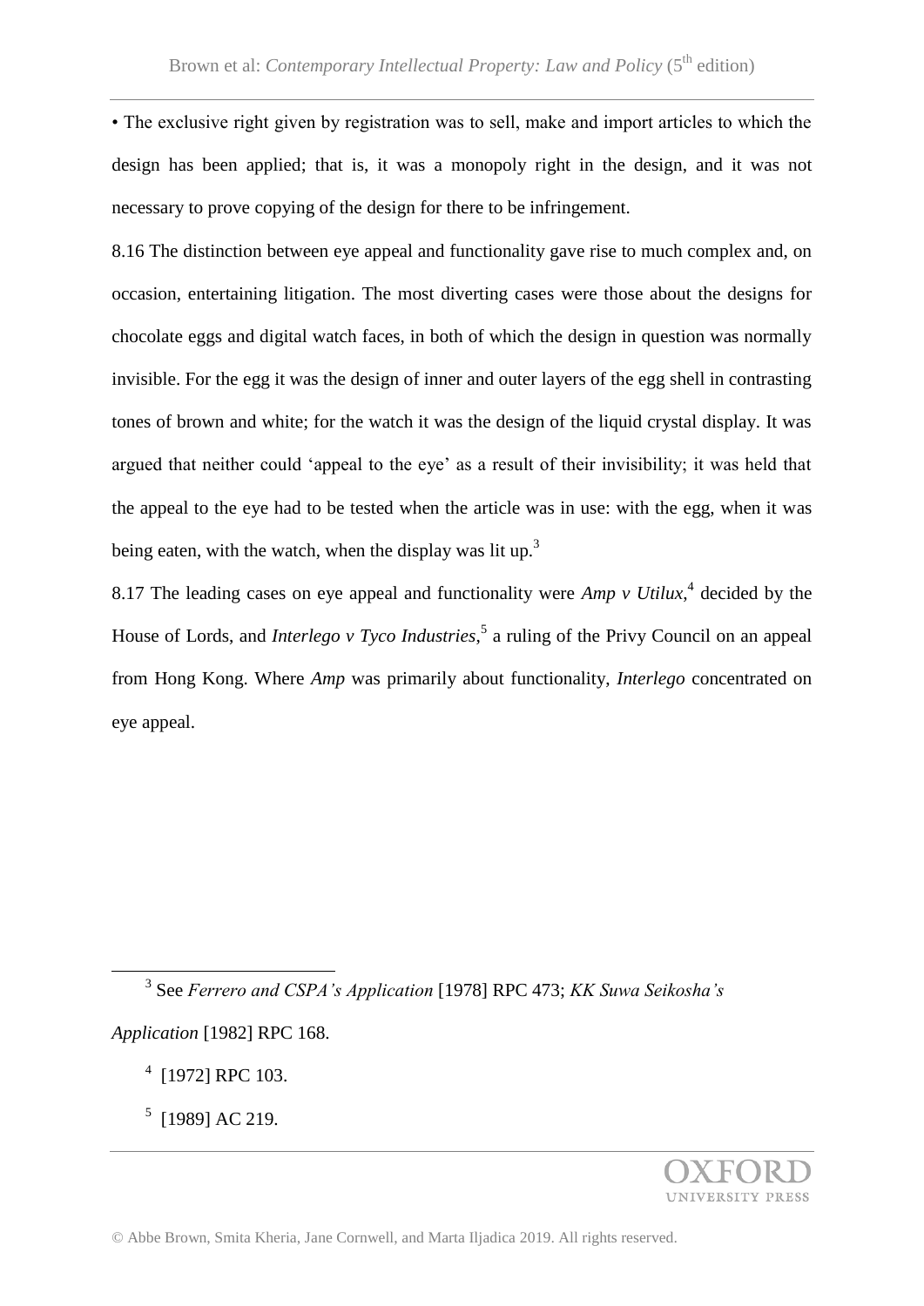• The exclusive right given by registration was to sell, make and import articles to which the design has been applied; that is, it was a monopoly right in the design, and it was not necessary to prove copying of the design for there to be infringement.

8.16 The distinction between eye appeal and functionality gave rise to much complex and, on occasion, entertaining litigation. The most diverting cases were those about the designs for chocolate eggs and digital watch faces, in both of which the design in question was normally invisible. For the egg it was the design of inner and outer layers of the egg shell in contrasting tones of brown and white; for the watch it was the design of the liquid crystal display. It was argued that neither could 'appeal to the eye' as a result of their invisibility; it was held that the appeal to the eye had to be tested when the article was in use: with the egg, when it was being eaten, with the watch, when the display was lit up.[3]

8.17 The leading cases on eye appeal and functionality were *Amp v Utilux*,[4] decided by the House of Lords, and *Interlego v Tyco Industries*,[5] a ruling of the Privy Council on an appeal from Hong Kong. Where *Amp* was primarily about functionality, *Interlego* concentrated on eye appeal.

---

[3] See *Ferrero and CSPA's Application* [1978] RPC 473; *KK Suwa Seikosha's Application* [1982] RPC 168.

[4] [1972] RPC 103.

[5] [1989] AC 219.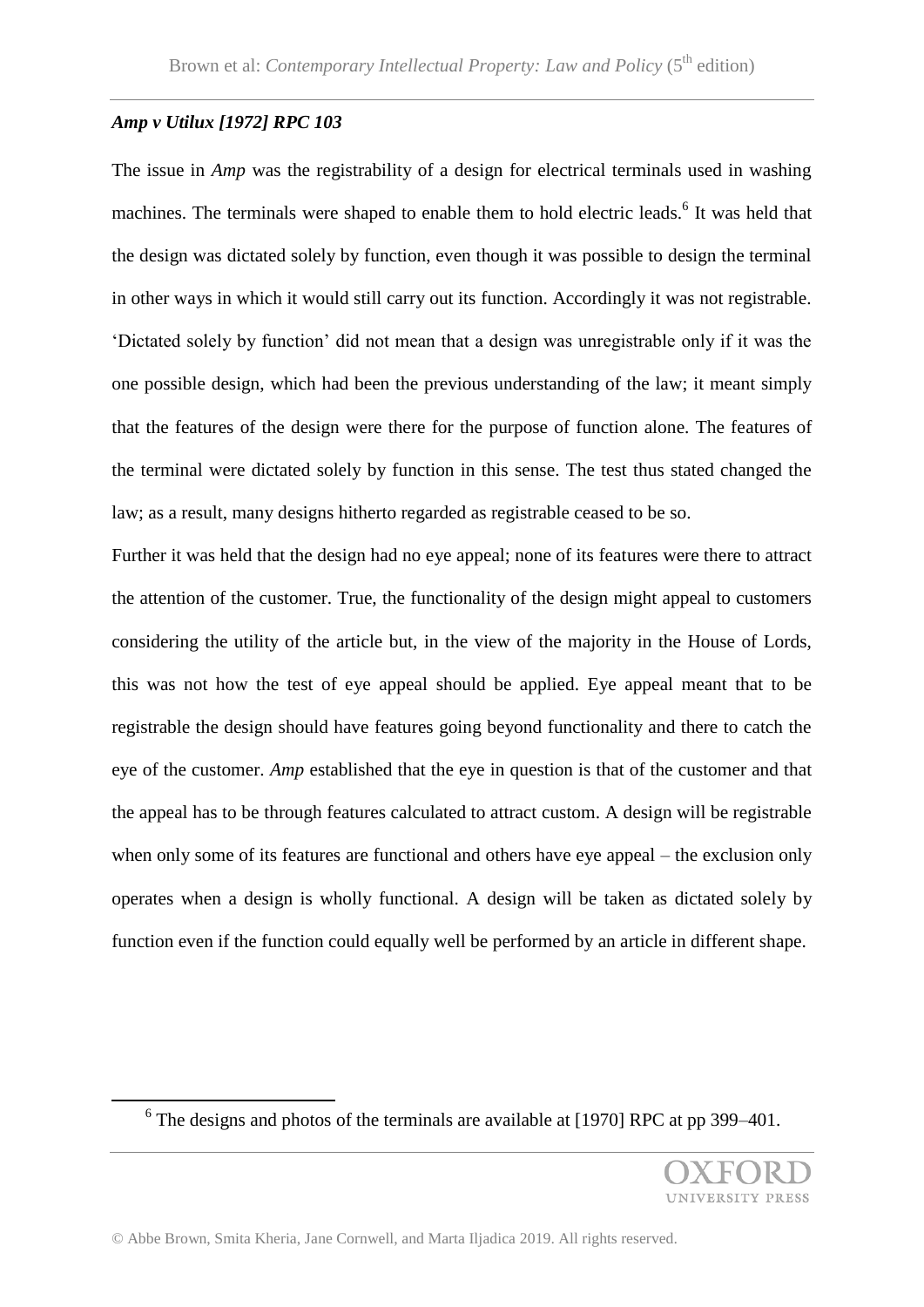### *Amp v Utilux [1972] RPC 103*

The issue in *Amp* was the registrability of a design for electrical terminals used in washing machines. The terminals were shaped to enable them to hold electric leads.[6] It was held that the design was dictated solely by function, even though it was possible to design the terminal in other ways in which it would still carry out its function. Accordingly it was not registrable. 'Dictated solely by function' did not mean that a design was unregistrable only if it was the one possible design, which had been the previous understanding of the law; it meant simply that the features of the design were there for the purpose of function alone. The features of the terminal were dictated solely by function in this sense. The test thus stated changed the law; as a result, many designs hitherto regarded as registrable ceased to be so.

Further it was held that the design had no eye appeal; none of its features were there to attract the attention of the customer. True, the functionality of the design might appeal to customers considering the utility of the article but, in the view of the majority in the House of Lords, this was not how the test of eye appeal should be applied. Eye appeal meant that to be registrable the design should have features going beyond functionality and there to catch the eye of the customer. *Amp* established that the eye in question is that of the customer and that the appeal has to be through features calculated to attract custom. A design will be registrable when only some of its features are functional and others have eye appeal – the exclusion only operates when a design is wholly functional. A design will be taken as dictated solely by function even if the function could equally well be performed by an article in different shape.

[6] The designs and photos of the terminals are available at [1970] RPC at pp 399–401.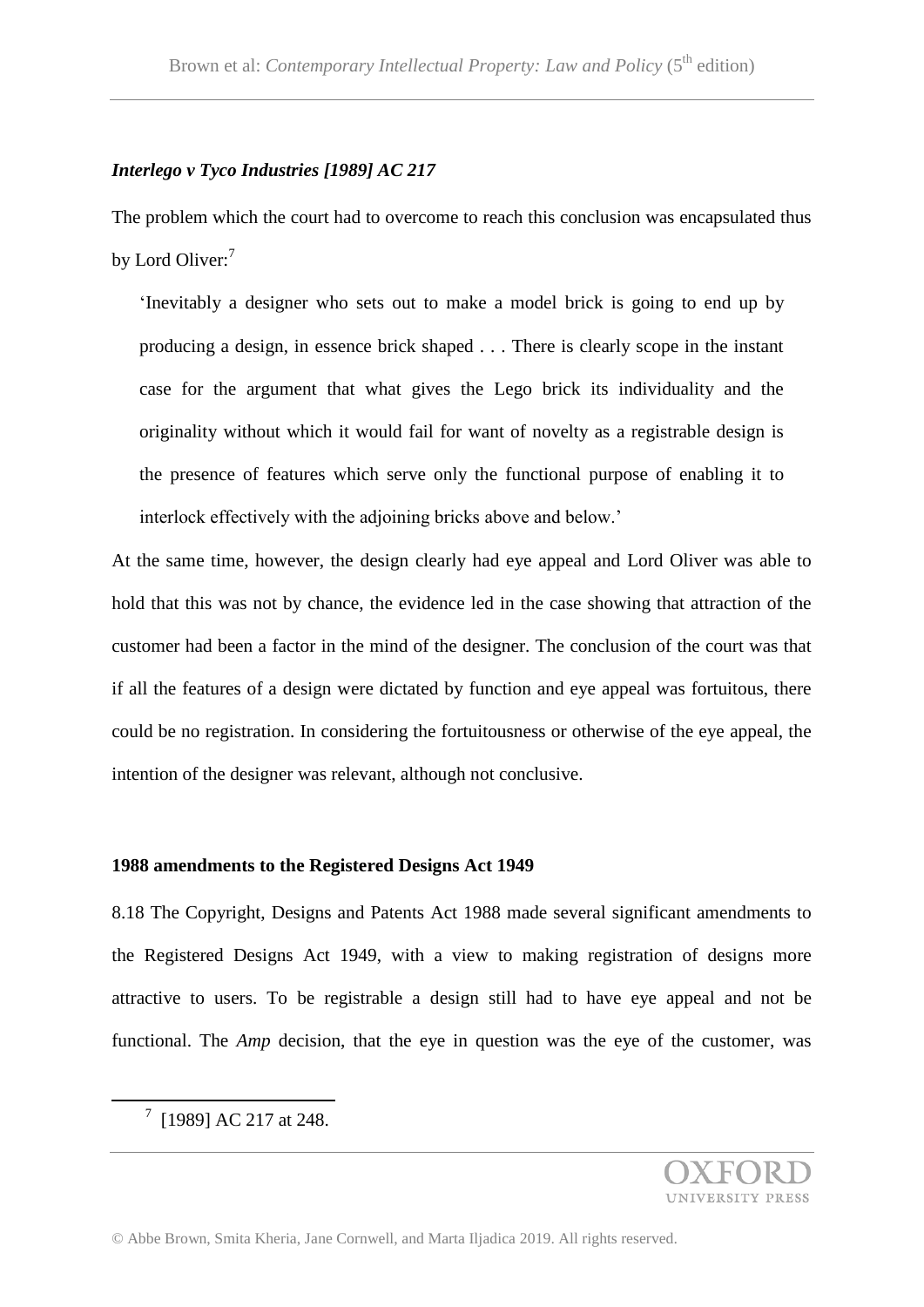### *Interlego v Tyco Industries [1989] AC 217*

The problem which the court had to overcome to reach this conclusion was encapsulated thus by Lord Oliver:[7]

> 'Inevitably a designer who sets out to make a model brick is going to end up by producing a design, in essence brick shaped . . . There is clearly scope in the instant case for the argument that what gives the Lego brick its individuality and the originality without which it would fail for want of novelty as a registrable design is the presence of features which serve only the functional purpose of enabling it to interlock effectively with the adjoining bricks above and below.'

At the same time, however, the design clearly had eye appeal and Lord Oliver was able to hold that this was not by chance, the evidence led in the case showing that attraction of the customer had been a factor in the mind of the designer. The conclusion of the court was that if all the features of a design were dictated by function and eye appeal was fortuitous, there could be no registration. In considering the fortuitousness or otherwise of the eye appeal, the intention of the designer was relevant, although not conclusive.

### 1988 amendments to the Registered Designs Act 1949

8.18 The Copyright, Designs and Patents Act 1988 made several significant amendments to the Registered Designs Act 1949, with a view to making registration of designs more attractive to users. To be registrable a design still had to have eye appeal and not be functional. The *Amp* decision, that the eye in question was the eye of the customer, was

[7] [1989] AC 217 at 248.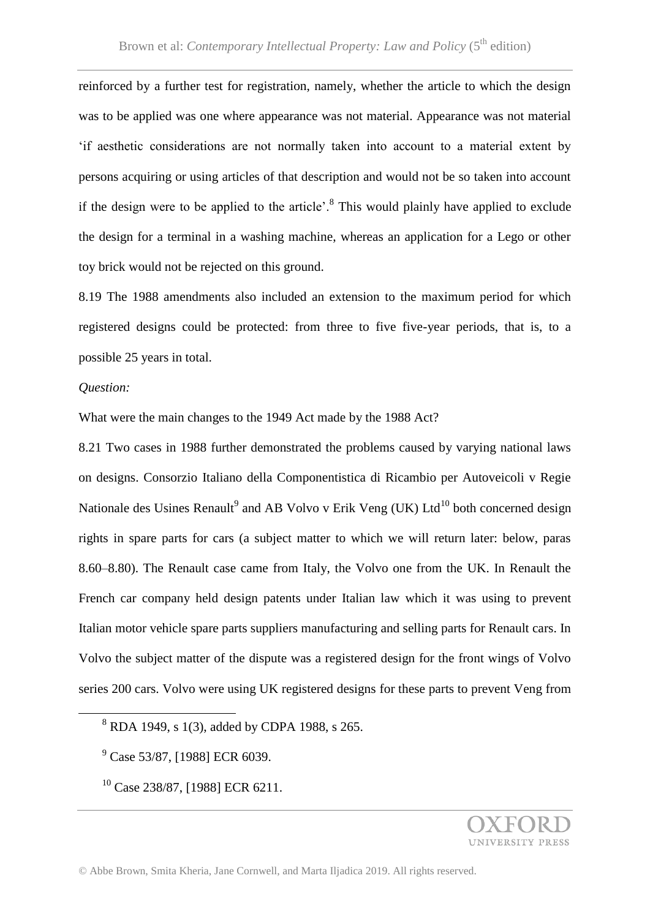reinforced by a further test for registration, namely, whether the article to which the design was to be applied was one where appearance was not material. Appearance was not material 'if aesthetic considerations are not normally taken into account to a material extent by persons acquiring or using articles of that description and would not be so taken into account if the design were to be applied to the article'.[8] This would plainly have applied to exclude the design for a terminal in a washing machine, whereas an application for a Lego or other toy brick would not be rejected on this ground.

8.19 The 1988 amendments also included an extension to the maximum period for which registered designs could be protected: from three to five five-year periods, that is, to a possible 25 years in total.

*Question:*

What were the main changes to the 1949 Act made by the 1988 Act?

8.21 Two cases in 1988 further demonstrated the problems caused by varying national laws on designs. Consorzio Italiano della Componentistica di Ricambio per Autoveicoli v Regie Nationale des Usines Renault[9] and AB Volvo v Erik Veng (UK) Ltd[10] both concerned design rights in spare parts for cars (a subject matter to which we will return later: below, paras 8.60–8.80). The Renault case came from Italy, the Volvo one from the UK. In Renault the French car company held design patents under Italian law which it was using to prevent Italian motor vehicle spare parts suppliers manufacturing and selling parts for Renault cars. In Volvo the subject matter of the dispute was a registered design for the front wings of Volvo series 200 cars. Volvo were using UK registered designs for these parts to prevent Veng from

[8] RDA 1949, s 1(3), added by CDPA 1988, s 265.

[9] Case 53/87, [1988] ECR 6039.

[10] Case 238/87, [1988] ECR 6211.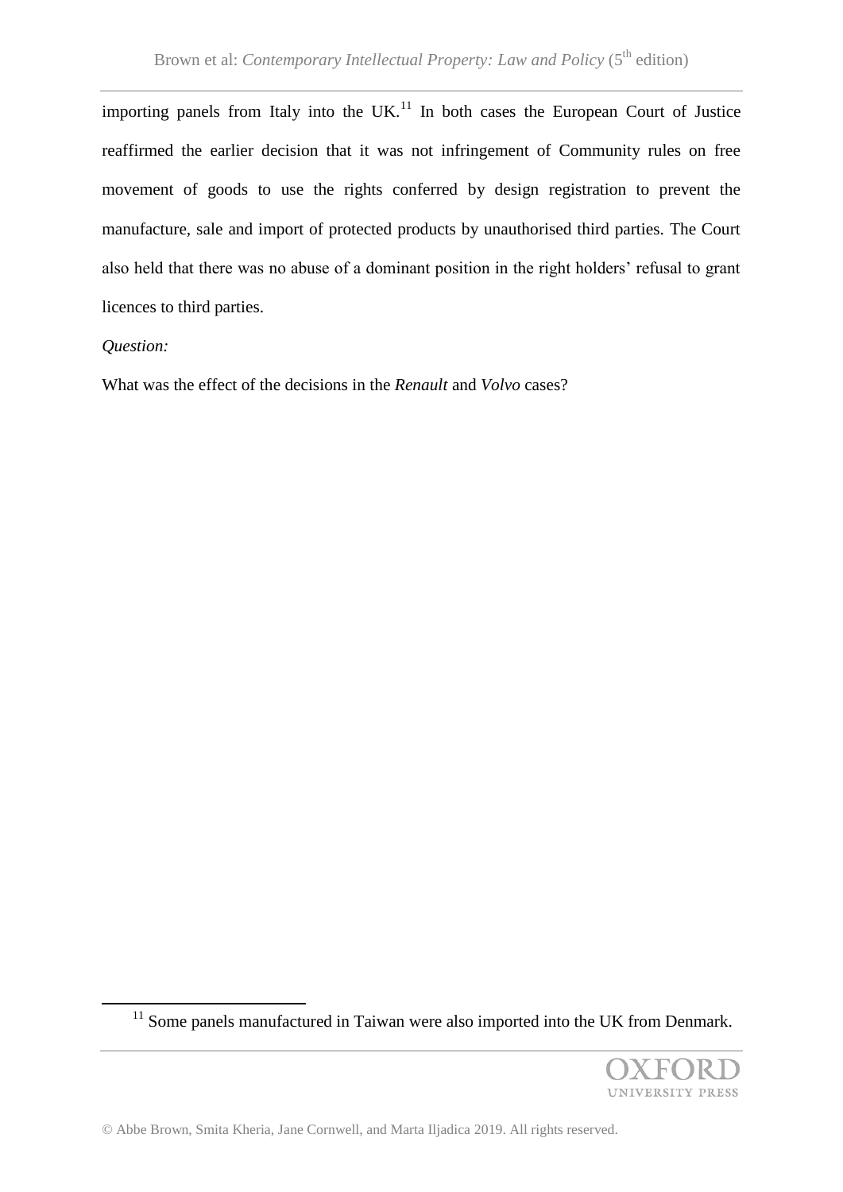importing panels from Italy into the UK.[11] In both cases the European Court of Justice reaffirmed the earlier decision that it was not infringement of Community rules on free movement of goods to use the rights conferred by design registration to prevent the manufacture, sale and import of protected products by unauthorised third parties. The Court also held that there was no abuse of a dominant position in the right holders' refusal to grant licences to third parties.

*Question:*

What was the effect of the decisions in the *Renault* and *Volvo* cases?

[11] Some panels manufactured in Taiwan were also imported into the UK from Denmark.